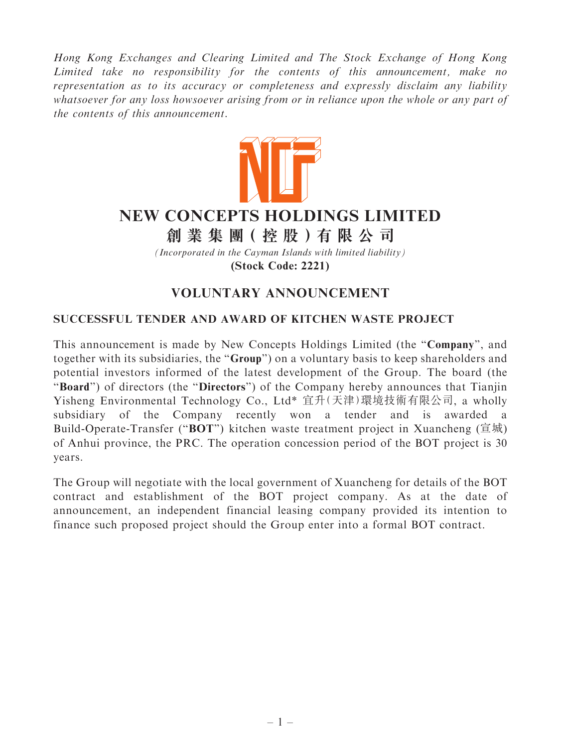*Hong Kong Exchanges and Clearing Limited and The Stock Exchange of Hong Kong Limited take no responsibility for the contents of this announcement, make no representation as to its accuracy or completeness and expressly disclaim any liability whatsoever for any loss howsoever arising from or in reliance upon the whole or any part of the contents of this announcement.*

# NEW CONCEPTS HOLDINGS LIMITED

# 創業集團(控股)有限公司

*(Incorporated in the Cayman Islands with limited liability)*

**(Stock Code: 2221)**

## VOLUNTARY ANNOUNCEMENT

### SUCCESSFUL TENDER AND AWARD OF KITCHEN WASTE PROJECT

This announcement is made by New Concepts Holdings Limited (the "**Company**", and together with its subsidiaries, the "**Group**") on a voluntary basis to keep shareholders and potential investors informed of the latest development of the Group. The board (the "**Board**") of directors (the "**Directors**") of the Company hereby announces that Tianjin Yisheng Environmental Technology Co., Ltd* 宜升(天津)環境技術有限公司, a wholly subsidiary of the Company recently won a tender and is awarded a Build-Operate-Transfer ("**BOT**") kitchen waste treatment project in Xuancheng (宣城) of Anhui province, the PRC. The operation concession period of the BOT project is 30 years.

The Group will negotiate with the local government of Xuancheng for details of the BOT contract and establishment of the BOT project company. As at the date of announcement, an independent financial leasing company provided its intention to finance such proposed project should the Group enter into a formal BOT contract.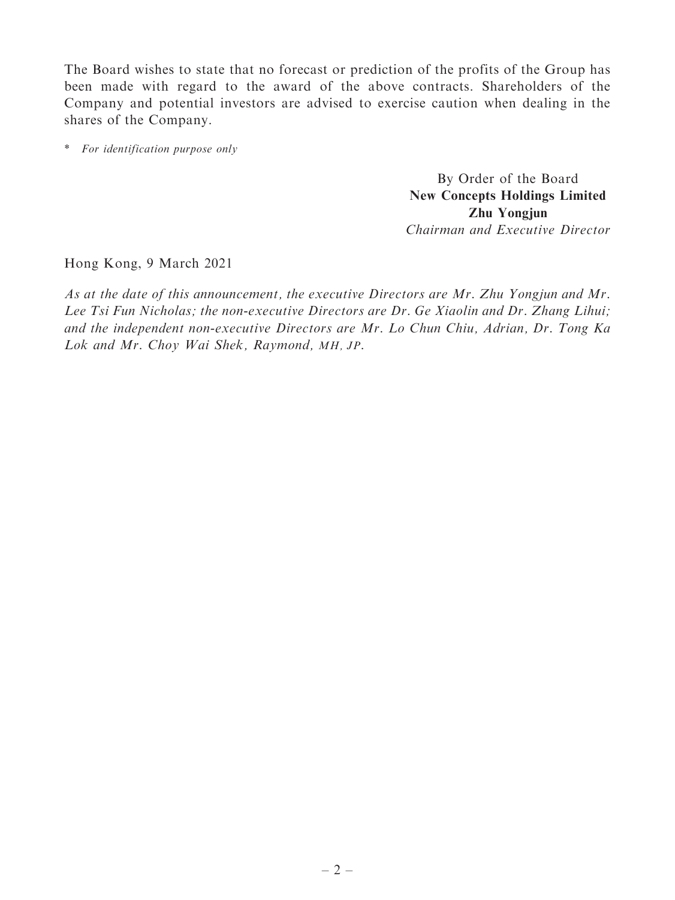The Board wishes to state that no forecast or prediction of the profits of the Group has been made with regard to the award of the above contracts. Shareholders of the Company and potential investors are advised to exercise caution when dealing in the shares of the Company.

\* *For identification purpose only*

By Order of the Board
**New Concepts Holdings Limited**
**Zhu Yongjun**
*Chairman and Executive Director*

Hong Kong, 9 March 2021

*As at the date of this announcement, the executive Directors are Mr. Zhu Yongjun and Mr. Lee Tsi Fun Nicholas; the non-executive Directors are Dr. Ge Xiaolin and Dr. Zhang Lihui; and the independent non-executive Directors are Mr. Lo Chun Chiu, Adrian, Dr. Tong Ka Lok and Mr. Choy Wai Shek, Raymond, MH, JP.*